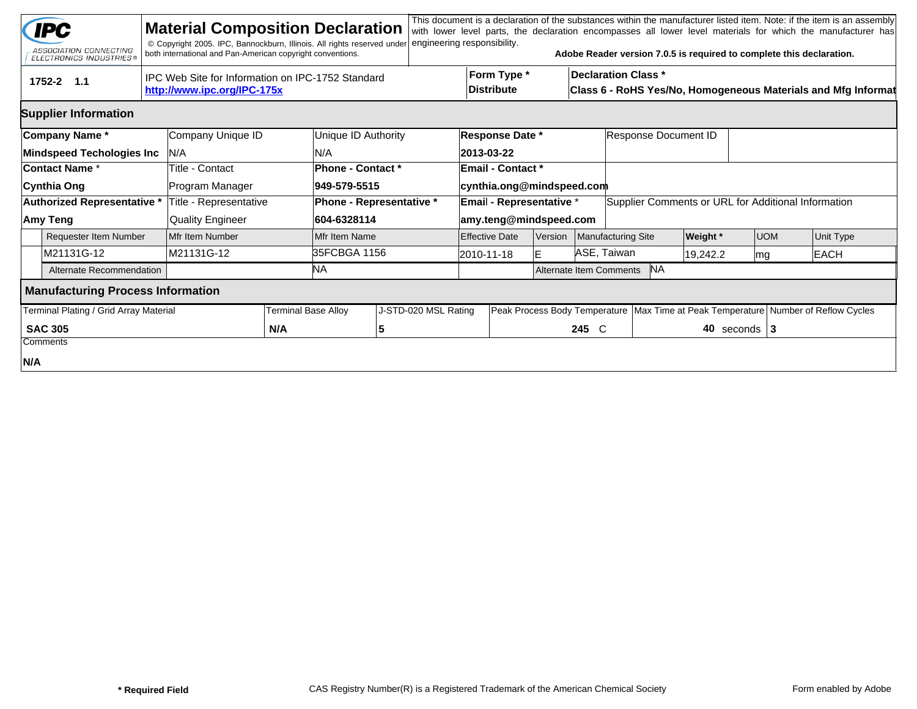**IPC** ASSOCIATION CONNECTING ELECTRONICS INDUSTRIES®

# Material Composition Declaration

© Copyright 2005. IPC, Bannockburn, Illinois. All rights reserved under both international and Pan-American copyright conventions.

This document is a declaration of the substances within the manufacturer listed item. Note: if the item is an assembly with lower level parts, the declaration encompasses all lower level materials for which the manufacturer has engineering responsibility.

**Adobe Reader version 7.0.5 is required to complete this declaration.**

| **1752-2 1.1** | IPC Web Site for Information on IPC-1752 Standard **http://www.ipc.org/IPC-175x** | **Form Type *** **Distribute** | **Declaration Class *** **Class 6 - RoHS Yes/No, Homogeneous Materials and Mfg Informat** |
|---|---|---|---|

## Supplier Information

| **Company Name *** | Company Unique ID | Unique ID Authority | **Response Date *** | Response Document ID |
|---|---|---|---|---|
| **Mindspeed Techologies Inc** | N/A | N/A | **2013-03-22** | |
| **Contact Name *** | Title - Contact | **Phone - Contact *** | **Email - Contact *** | |
| **Cynthia Ong** | Program Manager | **949-579-5515** | **cynthia.ong@mindspeed.com** | |
| **Authorized Representative *** | Title - Representative | **Phone - Representative *** | **Email - Representative *** | Supplier Comments or URL for Additional Information |
| **Amy Teng** | Quality Engineer | **604-6328114** | **amy.teng@mindspeed.com** | |

| Requester Item Number | Mfr Item Number | Mfr Item Name | Effective Date | Version | Manufacturing Site | **Weight *** | UOM | Unit Type |
|---|---|---|---|---|---|---|---|---|
| M21131G-12 | M21131G-12 | 35FCBGA 1156 | 2010-11-18 | E | ASE, Taiwan | 19,242.2 | mg | EACH |
| Alternate Recommendation | | NA | | Alternate Item Comments | NA | | | |

## Manufacturing Process Information

| Terminal Plating / Grid Array Material | Terminal Base Alloy | J-STD-020 MSL Rating | Peak Process Body Temperature | Max Time at Peak Temperature | Number of Reflow Cycles |
|---|---|---|---|---|---|
| **SAC 305** | **N/A** | **5** | **245** C | **40** seconds | **3** |

Comments

**N/A**

**\* Required Field** CAS Registry Number(R) is a Registered Trademark of the American Chemical Society Form enabled by Adobe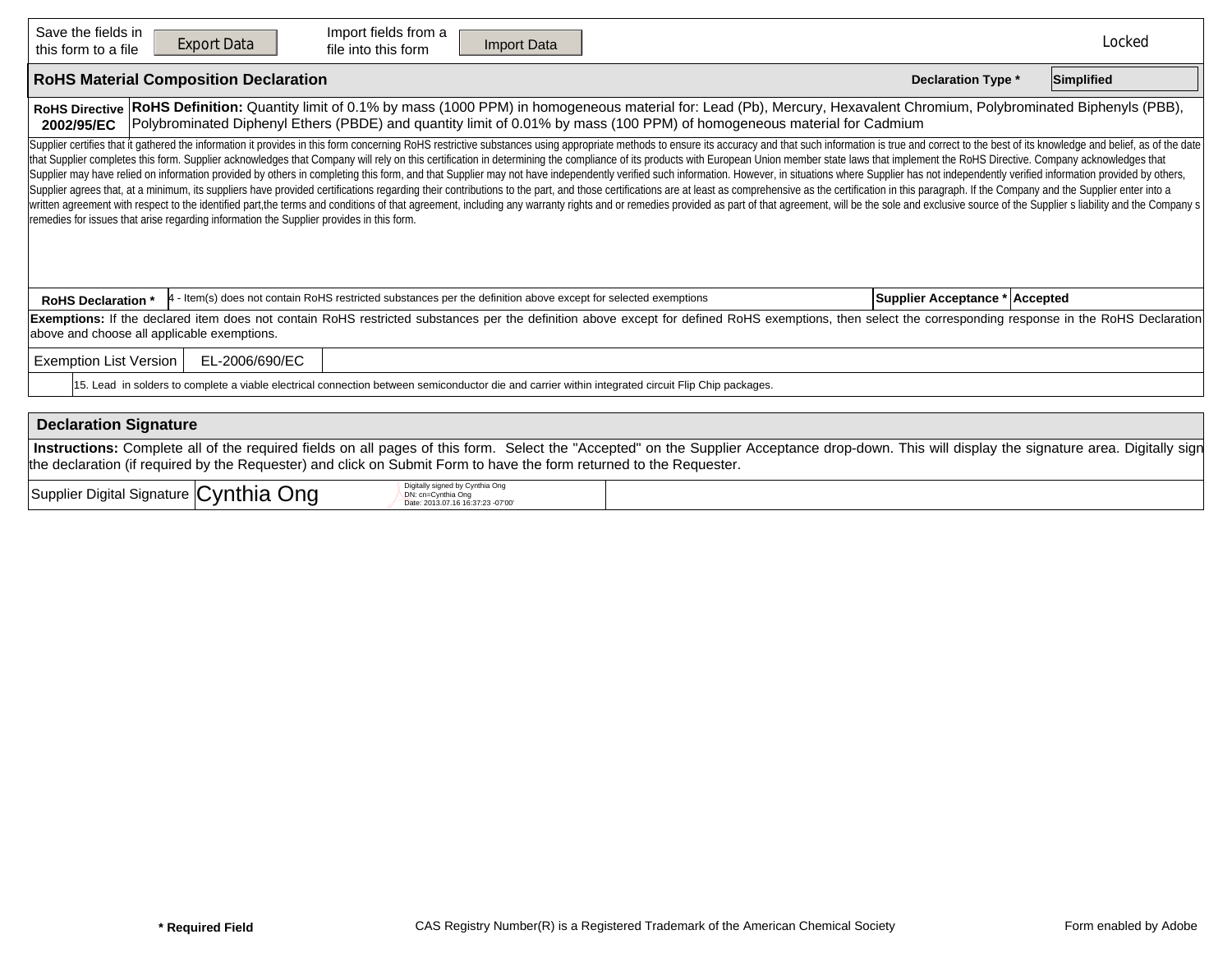| Save the fields in this form to a file | Export Data | Import fields from a file into this form | Import Data | Locked |
|---|---|---|---|---|

## RoHS Material Composition Declaration

**Declaration Type *** Simplified

| **RoHS Directive 2002/95/EC** | **RoHS Definition:** Quantity limit of 0.1% by mass (1000 PPM) in homogeneous material for: Lead (Pb), Mercury, Hexavalent Chromium, Polybrominated Biphenyls (PBB), Polybrominated Diphenyl Ethers (PBDE) and quantity limit of 0.01% by mass (100 PPM) of homogeneous material for Cadmium |
|---|---|

Supplier certifies that it gathered the information it provides in this form concerning RoHS restrictive substances using appropriate methods to ensure its accuracy and that such information is true and correct to the best of its knowledge and belief, as of the date that Supplier completes this form. Supplier acknowledges that Company will rely on this certification in determining the compliance of its products with European Union member state laws that implement the RoHS Directive. Company acknowledges that Supplier may have relied on information provided by others in completing this form, and that Supplier may not have independently verified such information. However, in situations where Supplier has not independently verified information provided by others, Supplier agrees that, at a minimum, its suppliers have provided certifications regarding their contributions to the part, and those certifications are at least as comprehensive as the certification in this paragraph. If the Company and the Supplier enter into a written agreement with respect to the identified part,the terms and conditions of that agreement, including any warranty rights and or remedies provided as part of that agreement, will be the sole and exclusive source of the Supplier s liability and the Company s remedies for issues that arise regarding information the Supplier provides in this form.

| **RoHS Declaration *** | 4 - Item(s) does not contain RoHS restricted substances per the definition above except for selected exemptions | **Supplier Acceptance *** | **Accepted** |
|---|---|---|---|

**Exemptions:** If the declared item does not contain RoHS restricted substances per the definition above except for defined RoHS exemptions, then select the corresponding response in the RoHS Declaration above and choose all applicable exemptions.

| Exemption List Version | EL-2006/690/EC |
|---|---|

15. Lead in solders to complete a viable electrical connection between semiconductor die and carrier within integrated circuit Flip Chip packages.

## Declaration Signature

**Instructions:** Complete all of the required fields on all pages of this form. Select the "Accepted" on the Supplier Acceptance drop-down. This will display the signature area. Digitally sign the declaration (if required by the Requester) and click on Submit Form to have the form returned to the Requester.

| Supplier Digital Signature | Cynthia Ong — Digitally signed by Cynthia Ong DN: cn=Cynthia Ong Date: 2013.07.16 16:37:23 -07'00' |
|---|---|

**\* Required Field** CAS Registry Number(R) is a Registered Trademark of the American Chemical Society Form enabled by Adobe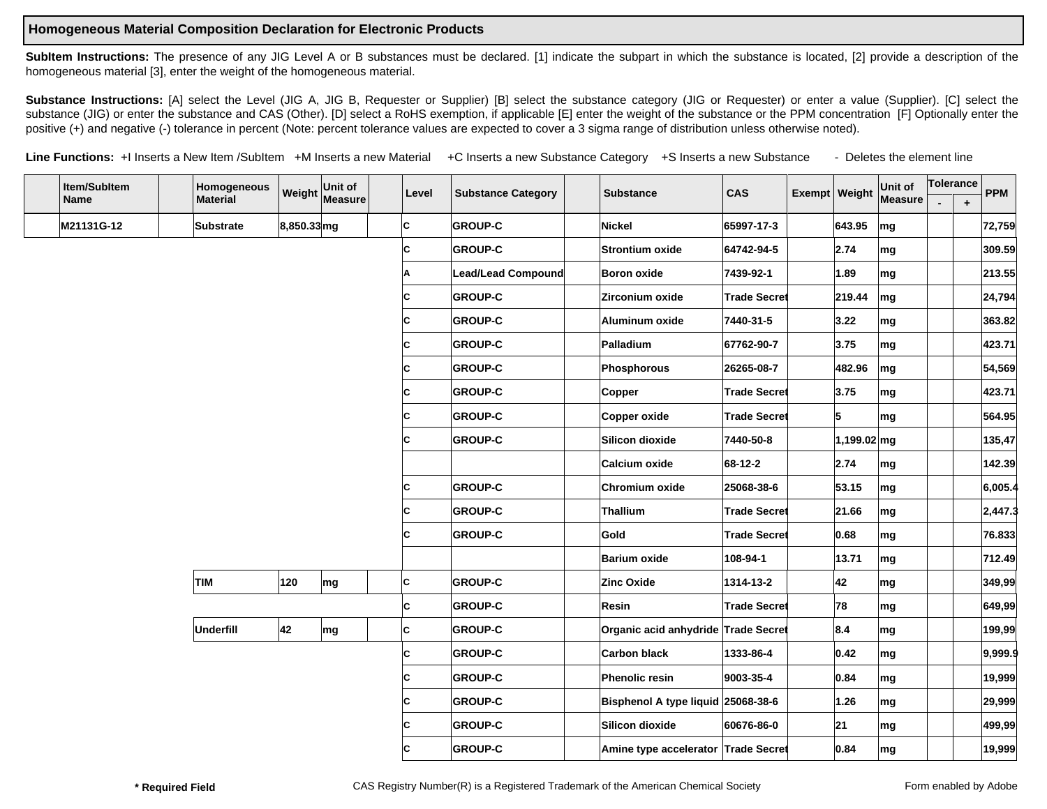## Homogeneous Material Composition Declaration for Electronic Products

**SubItem Instructions:** The presence of any JIG Level A or B substances must be declared. [1] indicate the subpart in which the substance is located, [2] provide a description of the homogeneous material [3], enter the weight of the homogeneous material.

**Substance Instructions:** [A] select the Level (JIG A, JIG B, Requester or Supplier) [B] select the substance category (JIG or Requester) or enter a value (Supplier). [C] select the substance (JIG) or enter the substance and CAS (Other). [D] select a RoHS exemption, if applicable [E] enter the weight of the substance or the PPM concentration [F] Optionally enter the positive (+) and negative (-) tolerance in percent (Note: percent tolerance values are expected to cover a 3 sigma range of distribution unless otherwise noted).

**Line Functions:** +I Inserts a New Item /SubItem +M Inserts a new Material +C Inserts a new Substance Category +S Inserts a new Substance - Deletes the element line

| | Item/SubItem Name | | Homogeneous Material | Weight | Unit of Measure | | Level | Substance Category | | Substance | CAS | Exempt | Weight | Unit of Measure | Tolerance | | PPM |
|---|---|---|---|---|---|---|---|---|---|---|---|---|---|---|---|---|---|
| | | | | | | | | | | | | | | | - | + | |
| | M21131G-12 | | Substrate | 8,850.33 | mg | | C | GROUP-C | | Nickel | 65997-17-3 | | 643.95 | mg | | | 72,759 |
| | | | | | | | C | GROUP-C | | Strontium oxide | 64742-94-5 | | 2.74 | mg | | | 309.59 |
| | | | | | | | A | Lead/Lead Compound | | Boron oxide | 7439-92-1 | | 1.89 | mg | | | 213.55 |
| | | | | | | | C | GROUP-C | | Zirconium oxide | Trade Secret | | 219.44 | mg | | | 24,794 |
| | | | | | | | C | GROUP-C | | Aluminum oxide | 7440-31-5 | | 3.22 | mg | | | 363.82 |
| | | | | | | | C | GROUP-C | | Palladium | 67762-90-7 | | 3.75 | mg | | | 423.71 |
| | | | | | | | C | GROUP-C | | Phosphorous | 26265-08-7 | | 482.96 | mg | | | 54,569 |
| | | | | | | | C | GROUP-C | | Copper | Trade Secret | | 3.75 | mg | | | 423.71 |
| | | | | | | | C | GROUP-C | | Copper oxide | Trade Secret | | 5 | mg | | | 564.95 |
| | | | | | | | C | GROUP-C | | Silicon dioxide | 7440-50-8 | | 1,199.02 | mg | | | 135,47 |
| | | | | | | | | | | Calcium oxide | 68-12-2 | | 2.74 | mg | | | 142.39 |
| | | | | | | | C | GROUP-C | | Chromium oxide | 25068-38-6 | | 53.15 | mg | | | 6,005.4 |
| | | | | | | | C | GROUP-C | | Thallium | Trade Secret | | 21.66 | mg | | | 2,447.3 |
| | | | | | | | C | GROUP-C | | Gold | Trade Secret | | 0.68 | mg | | | 76.833 |
| | | | | | | | | | | Barium oxide | 108-94-1 | | 13.71 | mg | | | 712.49 |
| | | | TIM | 120 | mg | | C | GROUP-C | | Zinc Oxide | 1314-13-2 | | 42 | mg | | | 349,99 |
| | | | | | | | C | GROUP-C | | Resin | Trade Secret | | 78 | mg | | | 649,99 |
| | | | Underfill | 42 | mg | | C | GROUP-C | | Organic acid anhydride | Trade Secret | | 8.4 | mg | | | 199,99 |
| | | | | | | | C | GROUP-C | | Carbon black | 1333-86-4 | | 0.42 | mg | | | 9,999.9 |
| | | | | | | | C | GROUP-C | | Phenolic resin | 9003-35-4 | | 0.84 | mg | | | 19,999 |
| | | | | | | | C | GROUP-C | | Bisphenol A type liquid | 25068-38-6 | | 1.26 | mg | | | 29,999 |
| | | | | | | | C | GROUP-C | | Silicon dioxide | 60676-86-0 | | 21 | mg | | | 499,99 |
| | | | | | | | C | GROUP-C | | Amine type accelerator | Trade Secret | | 0.84 | mg | | | 19,999 |

**\* Required Field** CAS Registry Number(R) is a Registered Trademark of the American Chemical Society Form enabled by Adobe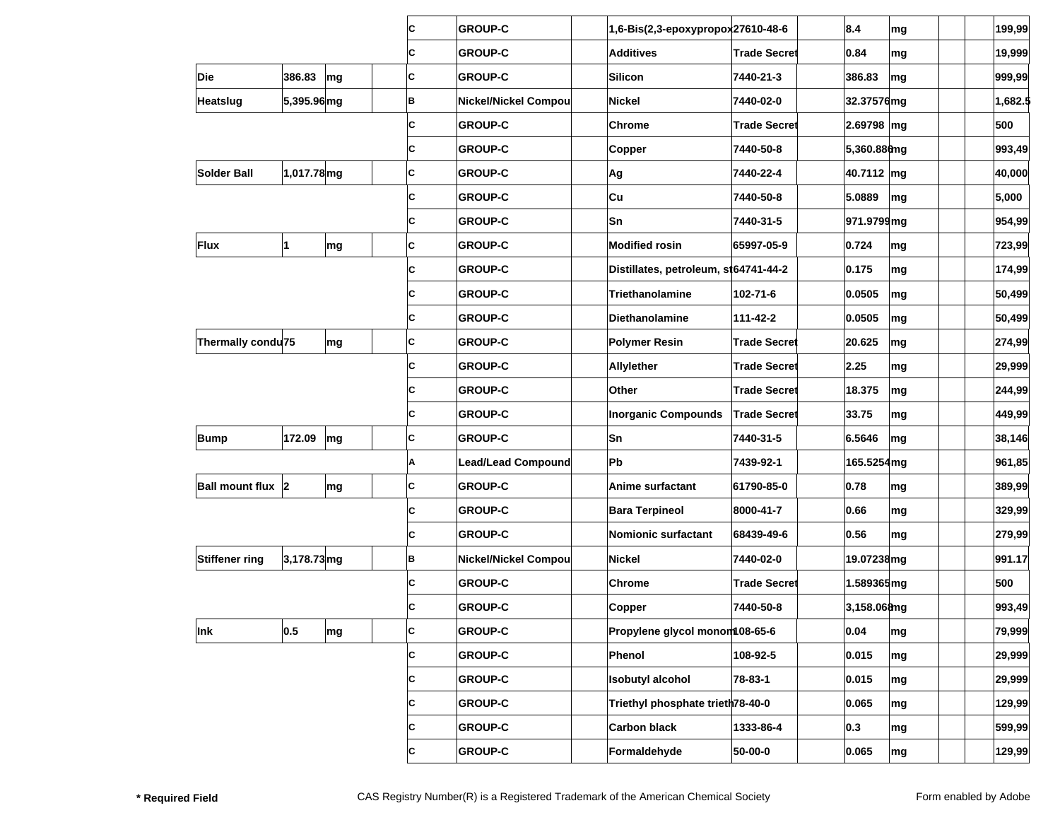| | | | | | | | | | | | | | |
|---|---|---|---|---|---|---|---|---|---|---|---|---|---|
| | | | | C | GROUP-C | | 1,6-Bis(2,3-epoxypropox | 27610-48-6 | | 8.4 | mg | | | 199,99 |
| | | | | C | GROUP-C | | Additives | Trade Secret | | 0.84 | mg | | | 19,999 |
| Die | 386.83 | mg | | C | GROUP-C | | Silicon | 7440-21-3 | | 386.83 | mg | | | 999,99 |
| Heatslug | 5,395.96 | mg | | B | Nickel/Nickel Compou | | Nickel | 7440-02-0 | | 32.37576 | mg | | | 1,682.5 |
| | | | | C | GROUP-C | | Chrome | Trade Secret | | 2.69798 | mg | | | 500 |
| | | | | C | GROUP-C | | Copper | 7440-50-8 | | 5,360.886 | mg | | | 993,49 |
| Solder Ball | 1,017.78 | mg | | C | GROUP-C | | Ag | 7440-22-4 | | 40.7112 | mg | | | 40,000 |
| | | | | C | GROUP-C | | Cu | 7440-50-8 | | 5.0889 | mg | | | 5,000 |
| | | | | C | GROUP-C | | Sn | 7440-31-5 | | 971.9799 | mg | | | 954,99 |
| Flux | 1 | mg | | C | GROUP-C | | Modified rosin | 65997-05-9 | | 0.724 | mg | | | 723,99 |
| | | | | C | GROUP-C | | Distillates, petroleum, st | 64741-44-2 | | 0.175 | mg | | | 174,99 |
| | | | | C | GROUP-C | | Triethanolamine | 102-71-6 | | 0.0505 | mg | | | 50,499 |
| | | | | C | GROUP-C | | Diethanolamine | 111-42-2 | | 0.0505 | mg | | | 50,499 |
| Thermally condu | 75 | mg | | C | GROUP-C | | Polymer Resin | Trade Secret | | 20.625 | mg | | | 274,99 |
| | | | | C | GROUP-C | | Allylether | Trade Secret | | 2.25 | mg | | | 29,999 |
| | | | | C | GROUP-C | | Other | Trade Secret | | 18.375 | mg | | | 244,99 |
| | | | | C | GROUP-C | | Inorganic Compounds | Trade Secret | | 33.75 | mg | | | 449,99 |
| Bump | 172.09 | mg | | C | GROUP-C | | Sn | 7440-31-5 | | 6.5646 | mg | | | 38,146 |
| | | | | A | Lead/Lead Compound | | Pb | 7439-92-1 | | 165.5254 | mg | | | 961,85 |
| Ball mount flux | 2 | mg | | C | GROUP-C | | Anime surfactant | 61790-85-0 | | 0.78 | mg | | | 389,99 |
| | | | | C | GROUP-C | | Bara Terpineol | 8000-41-7 | | 0.66 | mg | | | 329,99 |
| | | | | C | GROUP-C | | Nomionic surfactant | 68439-49-6 | | 0.56 | mg | | | 279,99 |
| Stiffener ring | 3,178.73 | mg | | B | Nickel/Nickel Compou | | Nickel | 7440-02-0 | | 19.07238 | mg | | | 991.17 |
| | | | | C | GROUP-C | | Chrome | Trade Secret | | 1.589365 | mg | | | 500 |
| | | | | C | GROUP-C | | Copper | 7440-50-8 | | 3,158.068 | mg | | | 993,49 |
| Ink | 0.5 | mg | | C | GROUP-C | | Propylene glycol monom | 108-65-6 | | 0.04 | mg | | | 79,999 |
| | | | | C | GROUP-C | | Phenol | 108-92-5 | | 0.015 | mg | | | 29,999 |
| | | | | C | GROUP-C | | Isobutyl alcohol | 78-83-1 | | 0.015 | mg | | | 29,999 |
| | | | | C | GROUP-C | | Triethyl phosphate trieth | 78-40-0 | | 0.065 | mg | | | 129,99 |
| | | | | C | GROUP-C | | Carbon black | 1333-86-4 | | 0.3 | mg | | | 599,99 |
| | | | | C | GROUP-C | | Formaldehyde | 50-00-0 | | 0.065 | mg | | | 129,99 |

**\* Required Field** CAS Registry Number(R) is a Registered Trademark of the American Chemical Society Form enabled by Adobe